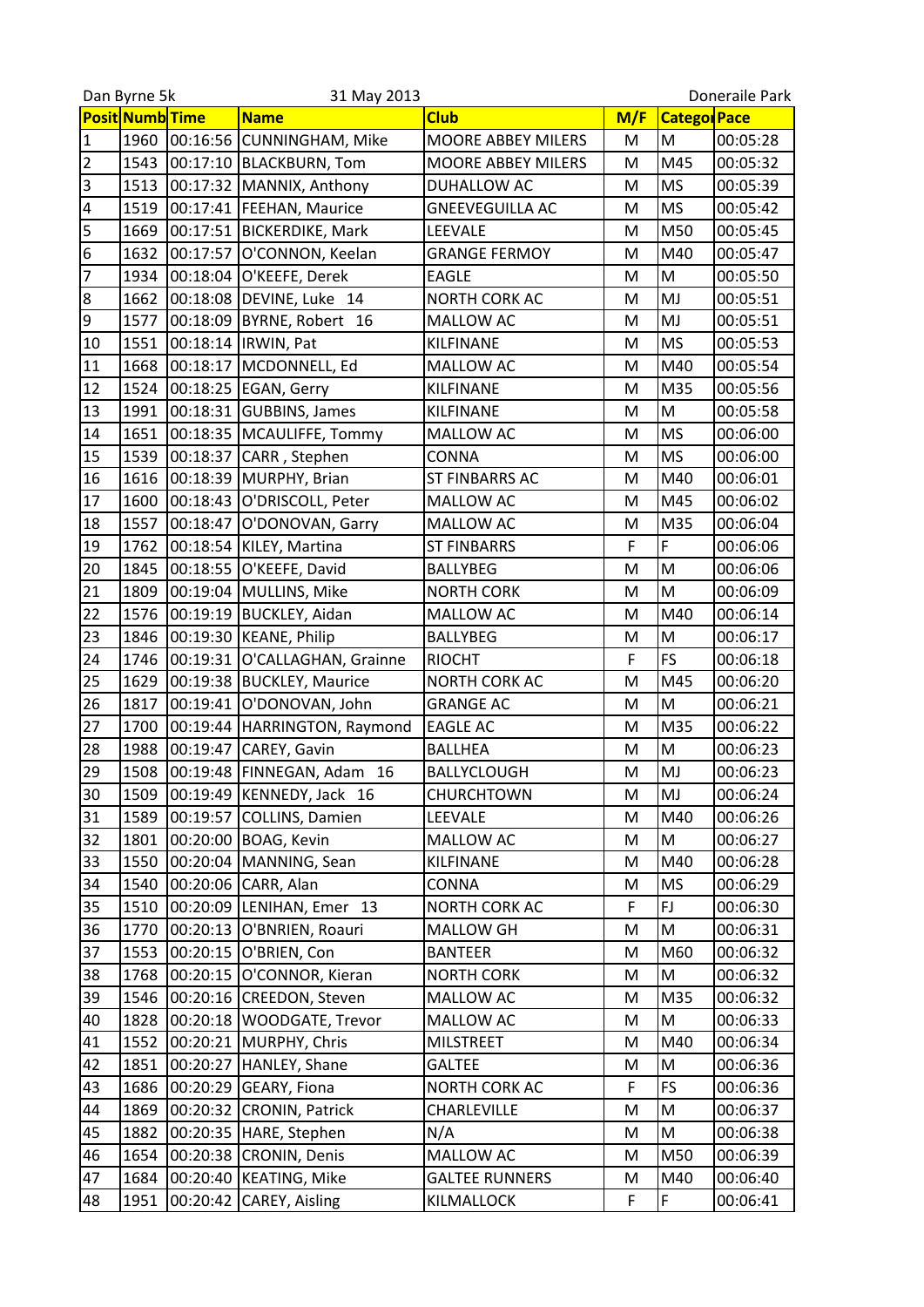Dan Byrne 5k | 31 May 2013 | Doneraile Park

| Posit | Numb | Time | Name | Club | M/F | Categor | Pace |
|---|---|---|---|---|---|---|---|
| 1 | 1960 | 00:16:56 | CUNNINGHAM, Mike | MOORE ABBEY MILERS | M | M | 00:05:28 |
| 2 | 1543 | 00:17:10 | BLACKBURN, Tom | MOORE ABBEY MILERS | M | M45 | 00:05:32 |
| 3 | 1513 | 00:17:32 | MANNIX, Anthony | DUHALLOW AC | M | MS | 00:05:39 |
| 4 | 1519 | 00:17:41 | FEEHAN, Maurice | GNEEVEGUILLA AC | M | MS | 00:05:42 |
| 5 | 1669 | 00:17:51 | BICKERDIKE, Mark | LEEVALE | M | M50 | 00:05:45 |
| 6 | 1632 | 00:17:57 | O'CONNON, Keelan | GRANGE FERMOY | M | M40 | 00:05:47 |
| 7 | 1934 | 00:18:04 | O'KEEFE, Derek | EAGLE | M | M | 00:05:50 |
| 8 | 1662 | 00:18:08 | DEVINE, Luke 14 | NORTH CORK AC | M | MJ | 00:05:51 |
| 9 | 1577 | 00:18:09 | BYRNE, Robert 16 | MALLOW AC | M | MJ | 00:05:51 |
| 10 | 1551 | 00:18:14 | IRWIN, Pat | KILFINANE | M | MS | 00:05:53 |
| 11 | 1668 | 00:18:17 | MCDONNELL, Ed | MALLOW AC | M | M40 | 00:05:54 |
| 12 | 1524 | 00:18:25 | EGAN, Gerry | KILFINANE | M | M35 | 00:05:56 |
| 13 | 1991 | 00:18:31 | GUBBINS, James | KILFINANE | M | M | 00:05:58 |
| 14 | 1651 | 00:18:35 | MCAULIFFE, Tommy | MALLOW AC | M | MS | 00:06:00 |
| 15 | 1539 | 00:18:37 | CARR , Stephen | CONNA | M | MS | 00:06:00 |
| 16 | 1616 | 00:18:39 | MURPHY, Brian | ST FINBARRS AC | M | M40 | 00:06:01 |
| 17 | 1600 | 00:18:43 | O'DRISCOLL, Peter | MALLOW AC | M | M45 | 00:06:02 |
| 18 | 1557 | 00:18:47 | O'DONOVAN, Garry | MALLOW AC | M | M35 | 00:06:04 |
| 19 | 1762 | 00:18:54 | KILEY, Martina | ST FINBARRS | F | F | 00:06:06 |
| 20 | 1845 | 00:18:55 | O'KEEFE, David | BALLYBEG | M | M | 00:06:06 |
| 21 | 1809 | 00:19:04 | MULLINS, Mike | NORTH CORK | M | M | 00:06:09 |
| 22 | 1576 | 00:19:19 | BUCKLEY, Aidan | MALLOW AC | M | M40 | 00:06:14 |
| 23 | 1846 | 00:19:30 | KEANE, Philip | BALLYBEG | M | M | 00:06:17 |
| 24 | 1746 | 00:19:31 | O'CALLAGHAN, Grainne | RIOCHT | F | FS | 00:06:18 |
| 25 | 1629 | 00:19:38 | BUCKLEY, Maurice | NORTH CORK AC | M | M45 | 00:06:20 |
| 26 | 1817 | 00:19:41 | O'DONOVAN, John | GRANGE AC | M | M | 00:06:21 |
| 27 | 1700 | 00:19:44 | HARRINGTON, Raymond | EAGLE AC | M | M35 | 00:06:22 |
| 28 | 1988 | 00:19:47 | CAREY, Gavin | BALLHEA | M | M | 00:06:23 |
| 29 | 1508 | 00:19:48 | FINNEGAN, Adam 16 | BALLYCLOUGH | M | MJ | 00:06:23 |
| 30 | 1509 | 00:19:49 | KENNEDY, Jack 16 | CHURCHTOWN | M | MJ | 00:06:24 |
| 31 | 1589 | 00:19:57 | COLLINS, Damien | LEEVALE | M | M40 | 00:06:26 |
| 32 | 1801 | 00:20:00 | BOAG, Kevin | MALLOW AC | M | M | 00:06:27 |
| 33 | 1550 | 00:20:04 | MANNING, Sean | KILFINANE | M | M40 | 00:06:28 |
| 34 | 1540 | 00:20:06 | CARR, Alan | CONNA | M | MS | 00:06:29 |
| 35 | 1510 | 00:20:09 | LENIHAN, Emer 13 | NORTH CORK AC | F | FJ | 00:06:30 |
| 36 | 1770 | 00:20:13 | O'BNRIEN, Roauri | MALLOW GH | M | M | 00:06:31 |
| 37 | 1553 | 00:20:15 | O'BRIEN, Con | BANTEER | M | M60 | 00:06:32 |
| 38 | 1768 | 00:20:15 | O'CONNOR, Kieran | NORTH CORK | M | M | 00:06:32 |
| 39 | 1546 | 00:20:16 | CREEDON, Steven | MALLOW AC | M | M35 | 00:06:32 |
| 40 | 1828 | 00:20:18 | WOODGATE, Trevor | MALLOW AC | M | M | 00:06:33 |
| 41 | 1552 | 00:20:21 | MURPHY, Chris | MILSTREET | M | M40 | 00:06:34 |
| 42 | 1851 | 00:20:27 | HANLEY, Shane | GALTEE | M | M | 00:06:36 |
| 43 | 1686 | 00:20:29 | GEARY, Fiona | NORTH CORK AC | F | FS | 00:06:36 |
| 44 | 1869 | 00:20:32 | CRONIN, Patrick | CHARLEVILLE | M | M | 00:06:37 |
| 45 | 1882 | 00:20:35 | HARE, Stephen | N/A | M | M | 00:06:38 |
| 46 | 1654 | 00:20:38 | CRONIN, Denis | MALLOW AC | M | M50 | 00:06:39 |
| 47 | 1684 | 00:20:40 | KEATING, Mike | GALTEE RUNNERS | M | M40 | 00:06:40 |
| 48 | 1951 | 00:20:42 | CAREY, Aisling | KILMALLOCK | F | F | 00:06:41 |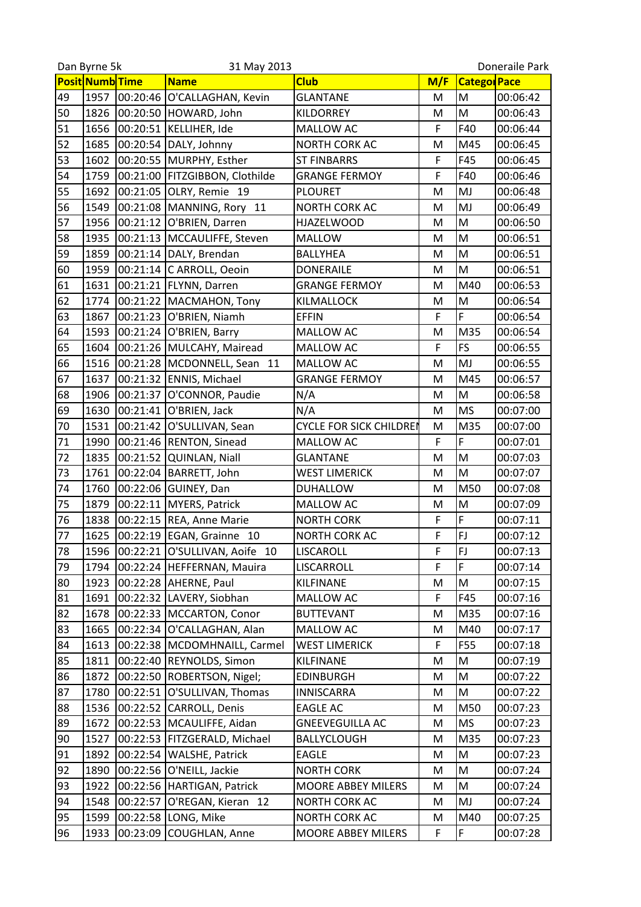Dan Byrne 5k | 31 May 2013 | Doneraile Park

| Posit | Numb | Time | Name | Club | M/F | Categor | Pace |
|---|---|---|---|---|---|---|---|
| 49 | 1957 | 00:20:46 | O'CALLAGHAN, Kevin | GLANTANE | M | M | 00:06:42 |
| 50 | 1826 | 00:20:50 | HOWARD, John | KILDORREY | M | M | 00:06:43 |
| 51 | 1656 | 00:20:51 | KELLIHER, Ide | MALLOW AC | F | F40 | 00:06:44 |
| 52 | 1685 | 00:20:54 | DALY, Johnny | NORTH CORK AC | M | M45 | 00:06:45 |
| 53 | 1602 | 00:20:55 | MURPHY, Esther | ST FINBARRS | F | F45 | 00:06:45 |
| 54 | 1759 | 00:21:00 | FITZGIBBON, Clothilde | GRANGE FERMOY | F | F40 | 00:06:46 |
| 55 | 1692 | 00:21:05 | OLRY, Remie 19 | PLOURET | M | MJ | 00:06:48 |
| 56 | 1549 | 00:21:08 | MANNING, Rory 11 | NORTH CORK AC | M | MJ | 00:06:49 |
| 57 | 1956 | 00:21:12 | O'BRIEN, Darren | HJAZELWOOD | M | M | 00:06:50 |
| 58 | 1935 | 00:21:13 | MCCAULIFFE, Steven | MALLOW | M | M | 00:06:51 |
| 59 | 1859 | 00:21:14 | DALY, Brendan | BALLYHEA | M | M | 00:06:51 |
| 60 | 1959 | 00:21:14 | C ARROLL, Oeoin | DONERAILE | M | M | 00:06:51 |
| 61 | 1631 | 00:21:21 | FLYNN, Darren | GRANGE FERMOY | M | M40 | 00:06:53 |
| 62 | 1774 | 00:21:22 | MACMAHON, Tony | KILMALLOCK | M | M | 00:06:54 |
| 63 | 1867 | 00:21:23 | O'BRIEN, Niamh | EFFIN | F | F | 00:06:54 |
| 64 | 1593 | 00:21:24 | O'BRIEN, Barry | MALLOW AC | M | M35 | 00:06:54 |
| 65 | 1604 | 00:21:26 | MULCAHY, Mairead | MALLOW AC | F | FS | 00:06:55 |
| 66 | 1516 | 00:21:28 | MCDONNELL, Sean 11 | MALLOW AC | M | MJ | 00:06:55 |
| 67 | 1637 | 00:21:32 | ENNIS, Michael | GRANGE FERMOY | M | M45 | 00:06:57 |
| 68 | 1906 | 00:21:37 | O'CONNOR, Paudie | N/A | M | M | 00:06:58 |
| 69 | 1630 | 00:21:41 | O'BRIEN, Jack | N/A | M | MS | 00:07:00 |
| 70 | 1531 | 00:21:42 | O'SULLIVAN, Sean | CYCLE FOR SICK CHILDREI | M | M35 | 00:07:00 |
| 71 | 1990 | 00:21:46 | RENTON, Sinead | MALLOW AC | F | F | 00:07:01 |
| 72 | 1835 | 00:21:52 | QUINLAN, Niall | GLANTANE | M | M | 00:07:03 |
| 73 | 1761 | 00:22:04 | BARRETT, John | WEST LIMERICK | M | M | 00:07:07 |
| 74 | 1760 | 00:22:06 | GUINEY, Dan | DUHALLOW | M | M50 | 00:07:08 |
| 75 | 1879 | 00:22:11 | MYERS, Patrick | MALLOW AC | M | M | 00:07:09 |
| 76 | 1838 | 00:22:15 | REA, Anne Marie | NORTH CORK | F | F | 00:07:11 |
| 77 | 1625 | 00:22:19 | EGAN, Grainne 10 | NORTH CORK AC | F | FJ | 00:07:12 |
| 78 | 1596 | 00:22:21 | O'SULLIVAN, Aoife 10 | LISCAROLL | F | FJ | 00:07:13 |
| 79 | 1794 | 00:22:24 | HEFFERNAN, Mauira | LISCARROLL | F | F | 00:07:14 |
| 80 | 1923 | 00:22:28 | AHERNE, Paul | KILFINANE | M | M | 00:07:15 |
| 81 | 1691 | 00:22:32 | LAVERY, Siobhan | MALLOW AC | F | F45 | 00:07:16 |
| 82 | 1678 | 00:22:33 | MCCARTON, Conor | BUTTEVANT | M | M35 | 00:07:16 |
| 83 | 1665 | 00:22:34 | O'CALLAGHAN, Alan | MALLOW AC | M | M40 | 00:07:17 |
| 84 | 1613 | 00:22:38 | MCDOMHNAILL, Carmel | WEST LIMERICK | F | F55 | 00:07:18 |
| 85 | 1811 | 00:22:40 | REYNOLDS, Simon | KILFINANE | M | M | 00:07:19 |
| 86 | 1872 | 00:22:50 | ROBERTSON, Nigel; | EDINBURGH | M | M | 00:07:22 |
| 87 | 1780 | 00:22:51 | O'SULLIVAN, Thomas | INNISCARRA | M | M | 00:07:22 |
| 88 | 1536 | 00:22:52 | CARROLL, Denis | EAGLE AC | M | M50 | 00:07:23 |
| 89 | 1672 | 00:22:53 | MCAULIFFE, Aidan | GNEEVEGUILLA AC | M | MS | 00:07:23 |
| 90 | 1527 | 00:22:53 | FITZGERALD, Michael | BALLYCLOUGH | M | M35 | 00:07:23 |
| 91 | 1892 | 00:22:54 | WALSHE, Patrick | EAGLE | M | M | 00:07:23 |
| 92 | 1890 | 00:22:56 | O'NEILL, Jackie | NORTH CORK | M | M | 00:07:24 |
| 93 | 1922 | 00:22:56 | HARTIGAN, Patrick | MOORE ABBEY MILERS | M | M | 00:07:24 |
| 94 | 1548 | 00:22:57 | O'REGAN, Kieran 12 | NORTH CORK AC | M | MJ | 00:07:24 |
| 95 | 1599 | 00:22:58 | LONG, Mike | NORTH CORK AC | M | M40 | 00:07:25 |
| 96 | 1933 | 00:23:09 | COUGHLAN, Anne | MOORE ABBEY MILERS | F | F | 00:07:28 |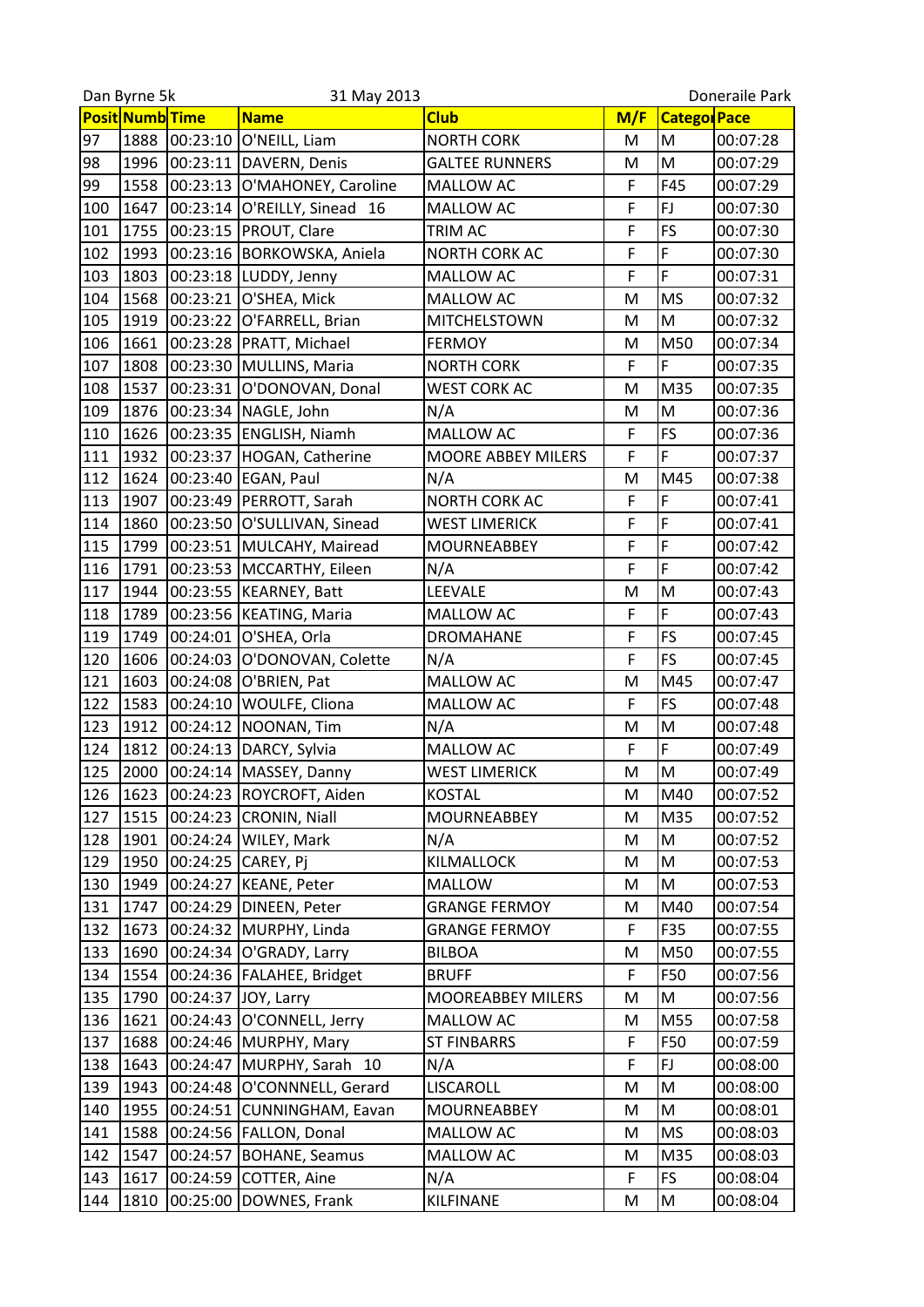Dan Byrne 5k　　31 May 2013　　Doneraile Park

| Posit | Numb | Time | Name | Club | M/F | Catego | Pace |
|---|---|---|---|---|---|---|---|
| 97 | 1888 | 00:23:10 | O'NEILL, Liam | NORTH CORK | M | M | 00:07:28 |
| 98 | 1996 | 00:23:11 | DAVERN, Denis | GALTEE RUNNERS | M | M | 00:07:29 |
| 99 | 1558 | 00:23:13 | O'MAHONEY, Caroline | MALLOW AC | F | F45 | 00:07:29 |
| 100 | 1647 | 00:23:14 | O'REILLY, Sinead 16 | MALLOW AC | F | FJ | 00:07:30 |
| 101 | 1755 | 00:23:15 | PROUT, Clare | TRIM AC | F | FS | 00:07:30 |
| 102 | 1993 | 00:23:16 | BORKOWSKA, Aniela | NORTH CORK AC | F | F | 00:07:30 |
| 103 | 1803 | 00:23:18 | LUDDY, Jenny | MALLOW AC | F | F | 00:07:31 |
| 104 | 1568 | 00:23:21 | O'SHEA, Mick | MALLOW AC | M | MS | 00:07:32 |
| 105 | 1919 | 00:23:22 | O'FARRELL, Brian | MITCHELSTOWN | M | M | 00:07:32 |
| 106 | 1661 | 00:23:28 | PRATT, Michael | FERMOY | M | M50 | 00:07:34 |
| 107 | 1808 | 00:23:30 | MULLINS, Maria | NORTH CORK | F | F | 00:07:35 |
| 108 | 1537 | 00:23:31 | O'DONOVAN, Donal | WEST CORK AC | M | M35 | 00:07:35 |
| 109 | 1876 | 00:23:34 | NAGLE, John | N/A | M | M | 00:07:36 |
| 110 | 1626 | 00:23:35 | ENGLISH, Niamh | MALLOW AC | F | FS | 00:07:36 |
| 111 | 1932 | 00:23:37 | HOGAN, Catherine | MOORE ABBEY MILERS | F | F | 00:07:37 |
| 112 | 1624 | 00:23:40 | EGAN, Paul | N/A | M | M45 | 00:07:38 |
| 113 | 1907 | 00:23:49 | PERROTT, Sarah | NORTH CORK AC | F | F | 00:07:41 |
| 114 | 1860 | 00:23:50 | O'SULLIVAN, Sinead | WEST LIMERICK | F | F | 00:07:41 |
| 115 | 1799 | 00:23:51 | MULCAHY, Mairead | MOURNEABBEY | F | F | 00:07:42 |
| 116 | 1791 | 00:23:53 | MCCARTHY, Eileen | N/A | F | F | 00:07:42 |
| 117 | 1944 | 00:23:55 | KEARNEY, Batt | LEEVALE | M | M | 00:07:43 |
| 118 | 1789 | 00:23:56 | KEATING, Maria | MALLOW AC | F | F | 00:07:43 |
| 119 | 1749 | 00:24:01 | O'SHEA, Orla | DROMAHANE | F | FS | 00:07:45 |
| 120 | 1606 | 00:24:03 | O'DONOVAN, Colette | N/A | F | FS | 00:07:45 |
| 121 | 1603 | 00:24:08 | O'BRIEN, Pat | MALLOW AC | M | M45 | 00:07:47 |
| 122 | 1583 | 00:24:10 | WOULFE, Cliona | MALLOW AC | F | FS | 00:07:48 |
| 123 | 1912 | 00:24:12 | NOONAN, Tim | N/A | M | M | 00:07:48 |
| 124 | 1812 | 00:24:13 | DARCY, Sylvia | MALLOW AC | F | F | 00:07:49 |
| 125 | 2000 | 00:24:14 | MASSEY, Danny | WEST LIMERICK | M | M | 00:07:49 |
| 126 | 1623 | 00:24:23 | ROYCROFT, Aiden | KOSTAL | M | M40 | 00:07:52 |
| 127 | 1515 | 00:24:23 | CRONIN, Niall | MOURNEABBEY | M | M35 | 00:07:52 |
| 128 | 1901 | 00:24:24 | WILEY, Mark | N/A | M | M | 00:07:52 |
| 129 | 1950 | 00:24:25 | CAREY, Pj | KILMALLOCK | M | M | 00:07:53 |
| 130 | 1949 | 00:24:27 | KEANE, Peter | MALLOW | M | M | 00:07:53 |
| 131 | 1747 | 00:24:29 | DINEEN, Peter | GRANGE FERMOY | M | M40 | 00:07:54 |
| 132 | 1673 | 00:24:32 | MURPHY, Linda | GRANGE FERMOY | F | F35 | 00:07:55 |
| 133 | 1690 | 00:24:34 | O'GRADY, Larry | BILBOA | M | M50 | 00:07:55 |
| 134 | 1554 | 00:24:36 | FALAHEE, Bridget | BRUFF | F | F50 | 00:07:56 |
| 135 | 1790 | 00:24:37 | JOY, Larry | MOOREABBEY MILERS | M | M | 00:07:56 |
| 136 | 1621 | 00:24:43 | O'CONNELL, Jerry | MALLOW AC | M | M55 | 00:07:58 |
| 137 | 1688 | 00:24:46 | MURPHY, Mary | ST FINBARRS | F | F50 | 00:07:59 |
| 138 | 1643 | 00:24:47 | MURPHY, Sarah 10 | N/A | F | FJ | 00:08:00 |
| 139 | 1943 | 00:24:48 | O'CONNNELL, Gerard | LISCAROLL | M | M | 00:08:00 |
| 140 | 1955 | 00:24:51 | CUNNINGHAM, Eavan | MOURNEABBEY | M | M | 00:08:01 |
| 141 | 1588 | 00:24:56 | FALLON, Donal | MALLOW AC | M | MS | 00:08:03 |
| 142 | 1547 | 00:24:57 | BOHANE, Seamus | MALLOW AC | M | M35 | 00:08:03 |
| 143 | 1617 | 00:24:59 | COTTER, Aine | N/A | F | FS | 00:08:04 |
| 144 | 1810 | 00:25:00 | DOWNES, Frank | KILFINANE | M | M | 00:08:04 |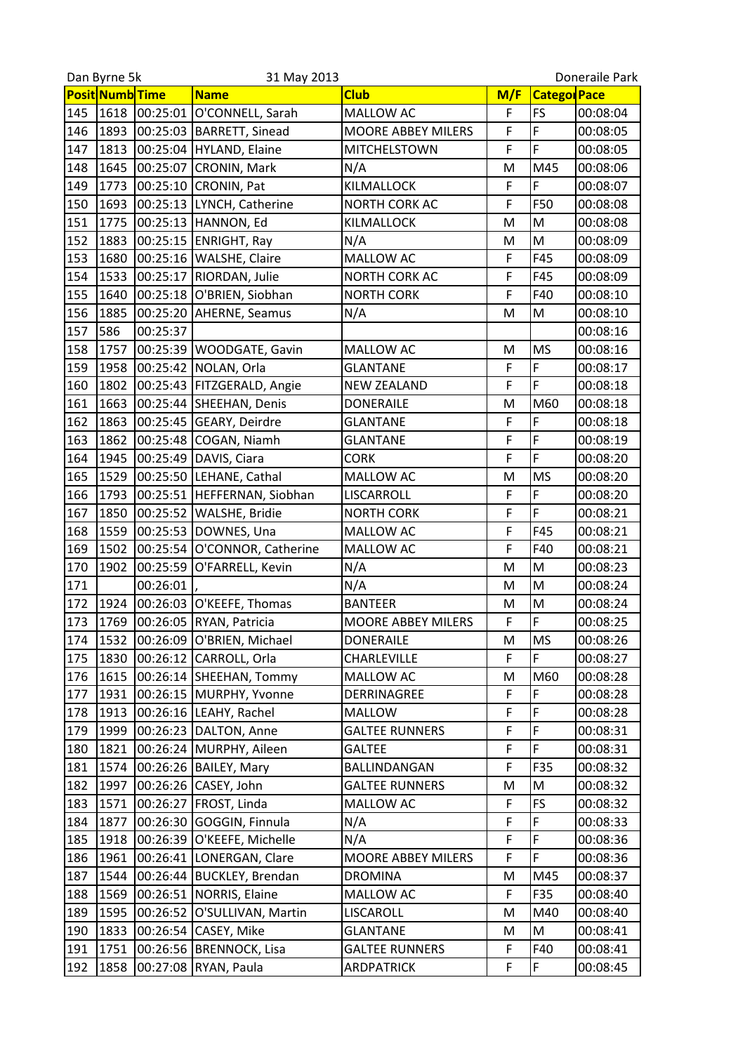Dan Byrne 5k — 31 May 2013 — Doneraile Park

| Posit | Numb | Time | Name | Club | M/F | Categor | Pace |
|---|---|---|---|---|---|---|---|
| 145 | 1618 | 00:25:01 | O'CONNELL, Sarah | MALLOW AC | F | FS | 00:08:04 |
| 146 | 1893 | 00:25:03 | BARRETT, Sinead | MOORE ABBEY MILERS | F | F | 00:08:05 |
| 147 | 1813 | 00:25:04 | HYLAND, Elaine | MITCHELSTOWN | F | F | 00:08:05 |
| 148 | 1645 | 00:25:07 | CRONIN, Mark | N/A | M | M45 | 00:08:06 |
| 149 | 1773 | 00:25:10 | CRONIN, Pat | KILMALLOCK | F | F | 00:08:07 |
| 150 | 1693 | 00:25:13 | LYNCH, Catherine | NORTH CORK AC | F | F50 | 00:08:08 |
| 151 | 1775 | 00:25:13 | HANNON, Ed | KILMALLOCK | M | M | 00:08:08 |
| 152 | 1883 | 00:25:15 | ENRIGHT, Ray | N/A | M | M | 00:08:09 |
| 153 | 1680 | 00:25:16 | WALSHE, Claire | MALLOW AC | F | F45 | 00:08:09 |
| 154 | 1533 | 00:25:17 | RIORDAN, Julie | NORTH CORK AC | F | F45 | 00:08:09 |
| 155 | 1640 | 00:25:18 | O'BRIEN, Siobhan | NORTH CORK | F | F40 | 00:08:10 |
| 156 | 1885 | 00:25:20 | AHERNE, Seamus | N/A | M | M | 00:08:10 |
| 157 | 586 | 00:25:37 | | | | | 00:08:16 |
| 158 | 1757 | 00:25:39 | WOODGATE, Gavin | MALLOW AC | M | MS | 00:08:16 |
| 159 | 1958 | 00:25:42 | NOLAN, Orla | GLANTANE | F | F | 00:08:17 |
| 160 | 1802 | 00:25:43 | FITZGERALD, Angie | NEW ZEALAND | F | F | 00:08:18 |
| 161 | 1663 | 00:25:44 | SHEEHAN, Denis | DONERAILE | M | M60 | 00:08:18 |
| 162 | 1863 | 00:25:45 | GEARY, Deirdre | GLANTANE | F | F | 00:08:18 |
| 163 | 1862 | 00:25:48 | COGAN, Niamh | GLANTANE | F | F | 00:08:19 |
| 164 | 1945 | 00:25:49 | DAVIS, Ciara | CORK | F | F | 00:08:20 |
| 165 | 1529 | 00:25:50 | LEHANE, Cathal | MALLOW AC | M | MS | 00:08:20 |
| 166 | 1793 | 00:25:51 | HEFFERNAN, Siobhan | LISCARROLL | F | F | 00:08:20 |
| 167 | 1850 | 00:25:52 | WALSHE, Bridie | NORTH CORK | F | F | 00:08:21 |
| 168 | 1559 | 00:25:53 | DOWNES, Una | MALLOW AC | F | F45 | 00:08:21 |
| 169 | 1502 | 00:25:54 | O'CONNOR, Catherine | MALLOW AC | F | F40 | 00:08:21 |
| 170 | 1902 | 00:25:59 | O'FARRELL, Kevin | N/A | M | M | 00:08:23 |
| 171 | | 00:26:01 | , | N/A | M | M | 00:08:24 |
| 172 | 1924 | 00:26:03 | O'KEEFE, Thomas | BANTEER | M | M | 00:08:24 |
| 173 | 1769 | 00:26:05 | RYAN, Patricia | MOORE ABBEY MILERS | F | F | 00:08:25 |
| 174 | 1532 | 00:26:09 | O'BRIEN, Michael | DONERAILE | M | MS | 00:08:26 |
| 175 | 1830 | 00:26:12 | CARROLL, Orla | CHARLEVILLE | F | F | 00:08:27 |
| 176 | 1615 | 00:26:14 | SHEEHAN, Tommy | MALLOW AC | M | M60 | 00:08:28 |
| 177 | 1931 | 00:26:15 | MURPHY, Yvonne | DERRINAGREE | F | F | 00:08:28 |
| 178 | 1913 | 00:26:16 | LEAHY, Rachel | MALLOW | F | F | 00:08:28 |
| 179 | 1999 | 00:26:23 | DALTON, Anne | GALTEE RUNNERS | F | F | 00:08:31 |
| 180 | 1821 | 00:26:24 | MURPHY, Aileen | GALTEE | F | F | 00:08:31 |
| 181 | 1574 | 00:26:26 | BAILEY, Mary | BALLINDANGAN | F | F35 | 00:08:32 |
| 182 | 1997 | 00:26:26 | CASEY, John | GALTEE RUNNERS | M | M | 00:08:32 |
| 183 | 1571 | 00:26:27 | FROST, Linda | MALLOW AC | F | FS | 00:08:32 |
| 184 | 1877 | 00:26:30 | GOGGIN, Finnula | N/A | F | F | 00:08:33 |
| 185 | 1918 | 00:26:39 | O'KEEFE, Michelle | N/A | F | F | 00:08:36 |
| 186 | 1961 | 00:26:41 | LONERGAN, Clare | MOORE ABBEY MILERS | F | F | 00:08:36 |
| 187 | 1544 | 00:26:44 | BUCKLEY, Brendan | DROMINA | M | M45 | 00:08:37 |
| 188 | 1569 | 00:26:51 | NORRIS, Elaine | MALLOW AC | F | F35 | 00:08:40 |
| 189 | 1595 | 00:26:52 | O'SULLIVAN, Martin | LISCAROLL | M | M40 | 00:08:40 |
| 190 | 1833 | 00:26:54 | CASEY, Mike | GLANTANE | M | M | 00:08:41 |
| 191 | 1751 | 00:26:56 | BRENNOCK, Lisa | GALTEE RUNNERS | F | F40 | 00:08:41 |
| 192 | 1858 | 00:27:08 | RYAN, Paula | ARDPATRICK | F | F | 00:08:45 |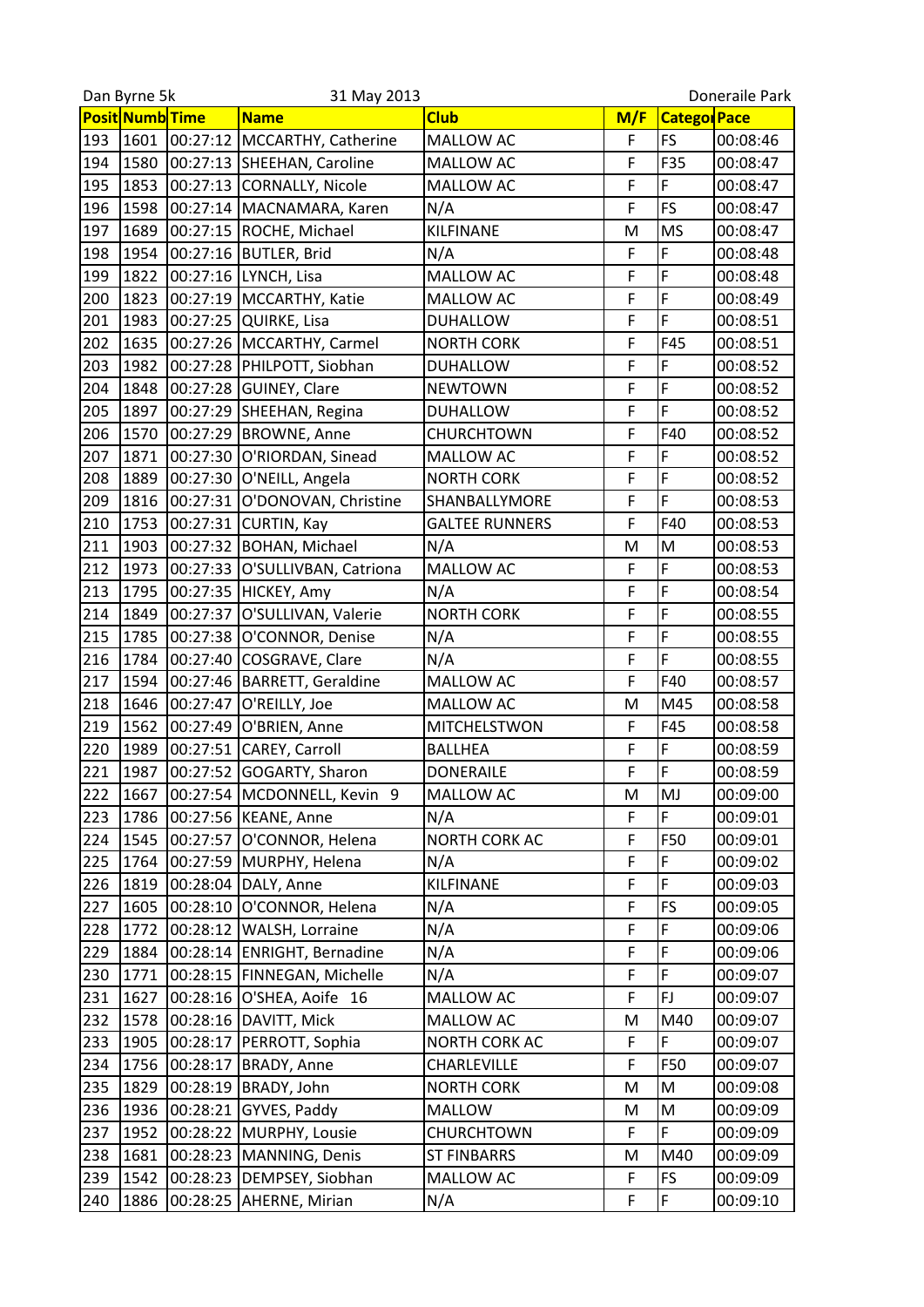Dan Byrne 5k 31 May 2013 Doneraile Park

| Posit | Numb | Time | Name | Club | M/F | Categor | Pace |
|---|---|---|---|---|---|---|---|
| 193 | 1601 | 00:27:12 | MCCARTHY, Catherine | MALLOW AC | F | FS | 00:08:46 |
| 194 | 1580 | 00:27:13 | SHEEHAN, Caroline | MALLOW AC | F | F35 | 00:08:47 |
| 195 | 1853 | 00:27:13 | CORNALLY, Nicole | MALLOW AC | F | F | 00:08:47 |
| 196 | 1598 | 00:27:14 | MACNAMARA, Karen | N/A | F | FS | 00:08:47 |
| 197 | 1689 | 00:27:15 | ROCHE, Michael | KILFINANE | M | MS | 00:08:47 |
| 198 | 1954 | 00:27:16 | BUTLER, Brid | N/A | F | F | 00:08:48 |
| 199 | 1822 | 00:27:16 | LYNCH, Lisa | MALLOW AC | F | F | 00:08:48 |
| 200 | 1823 | 00:27:19 | MCCARTHY, Katie | MALLOW AC | F | F | 00:08:49 |
| 201 | 1983 | 00:27:25 | QUIRKE, Lisa | DUHALLOW | F | F | 00:08:51 |
| 202 | 1635 | 00:27:26 | MCCARTHY, Carmel | NORTH CORK | F | F45 | 00:08:51 |
| 203 | 1982 | 00:27:28 | PHILPOTT, Siobhan | DUHALLOW | F | F | 00:08:52 |
| 204 | 1848 | 00:27:28 | GUINEY, Clare | NEWTOWN | F | F | 00:08:52 |
| 205 | 1897 | 00:27:29 | SHEEHAN, Regina | DUHALLOW | F | F | 00:08:52 |
| 206 | 1570 | 00:27:29 | BROWNE, Anne | CHURCHTOWN | F | F40 | 00:08:52 |
| 207 | 1871 | 00:27:30 | O'RIORDAN, Sinead | MALLOW AC | F | F | 00:08:52 |
| 208 | 1889 | 00:27:30 | O'NEILL, Angela | NORTH CORK | F | F | 00:08:52 |
| 209 | 1816 | 00:27:31 | O'DONOVAN, Christine | SHANBALLYMORE | F | F | 00:08:53 |
| 210 | 1753 | 00:27:31 | CURTIN, Kay | GALTEE RUNNERS | F | F40 | 00:08:53 |
| 211 | 1903 | 00:27:32 | BOHAN, Michael | N/A | M | M | 00:08:53 |
| 212 | 1973 | 00:27:33 | O'SULLIVBAN, Catriona | MALLOW AC | F | F | 00:08:53 |
| 213 | 1795 | 00:27:35 | HICKEY, Amy | N/A | F | F | 00:08:54 |
| 214 | 1849 | 00:27:37 | O'SULLIVAN, Valerie | NORTH CORK | F | F | 00:08:55 |
| 215 | 1785 | 00:27:38 | O'CONNOR, Denise | N/A | F | F | 00:08:55 |
| 216 | 1784 | 00:27:40 | COSGRAVE, Clare | N/A | F | F | 00:08:55 |
| 217 | 1594 | 00:27:46 | BARRETT, Geraldine | MALLOW AC | F | F40 | 00:08:57 |
| 218 | 1646 | 00:27:47 | O'REILLY, Joe | MALLOW AC | M | M45 | 00:08:58 |
| 219 | 1562 | 00:27:49 | O'BRIEN, Anne | MITCHELSTWON | F | F45 | 00:08:58 |
| 220 | 1989 | 00:27:51 | CAREY, Carroll | BALLHEA | F | F | 00:08:59 |
| 221 | 1987 | 00:27:52 | GOGARTY, Sharon | DONERAILE | F | F | 00:08:59 |
| 222 | 1667 | 00:27:54 | MCDONNELL, Kevin 9 | MALLOW AC | M | MJ | 00:09:00 |
| 223 | 1786 | 00:27:56 | KEANE, Anne | N/A | F | F | 00:09:01 |
| 224 | 1545 | 00:27:57 | O'CONNOR, Helena | NORTH CORK AC | F | F50 | 00:09:01 |
| 225 | 1764 | 00:27:59 | MURPHY, Helena | N/A | F | F | 00:09:02 |
| 226 | 1819 | 00:28:04 | DALY, Anne | KILFINANE | F | F | 00:09:03 |
| 227 | 1605 | 00:28:10 | O'CONNOR, Helena | N/A | F | FS | 00:09:05 |
| 228 | 1772 | 00:28:12 | WALSH, Lorraine | N/A | F | F | 00:09:06 |
| 229 | 1884 | 00:28:14 | ENRIGHT, Bernadine | N/A | F | F | 00:09:06 |
| 230 | 1771 | 00:28:15 | FINNEGAN, Michelle | N/A | F | F | 00:09:07 |
| 231 | 1627 | 00:28:16 | O'SHEA, Aoife 16 | MALLOW AC | F | FJ | 00:09:07 |
| 232 | 1578 | 00:28:16 | DAVITT, Mick | MALLOW AC | M | M40 | 00:09:07 |
| 233 | 1905 | 00:28:17 | PERROTT, Sophia | NORTH CORK AC | F | F | 00:09:07 |
| 234 | 1756 | 00:28:17 | BRADY, Anne | CHARLEVILLE | F | F50 | 00:09:07 |
| 235 | 1829 | 00:28:19 | BRADY, John | NORTH CORK | M | M | 00:09:08 |
| 236 | 1936 | 00:28:21 | GYVES, Paddy | MALLOW | M | M | 00:09:09 |
| 237 | 1952 | 00:28:22 | MURPHY, Lousie | CHURCHTOWN | F | F | 00:09:09 |
| 238 | 1681 | 00:28:23 | MANNING, Denis | ST FINBARRS | M | M40 | 00:09:09 |
| 239 | 1542 | 00:28:23 | DEMPSEY, Siobhan | MALLOW AC | F | FS | 00:09:09 |
| 240 | 1886 | 00:28:25 | AHERNE, Mirian | N/A | F | F | 00:09:10 |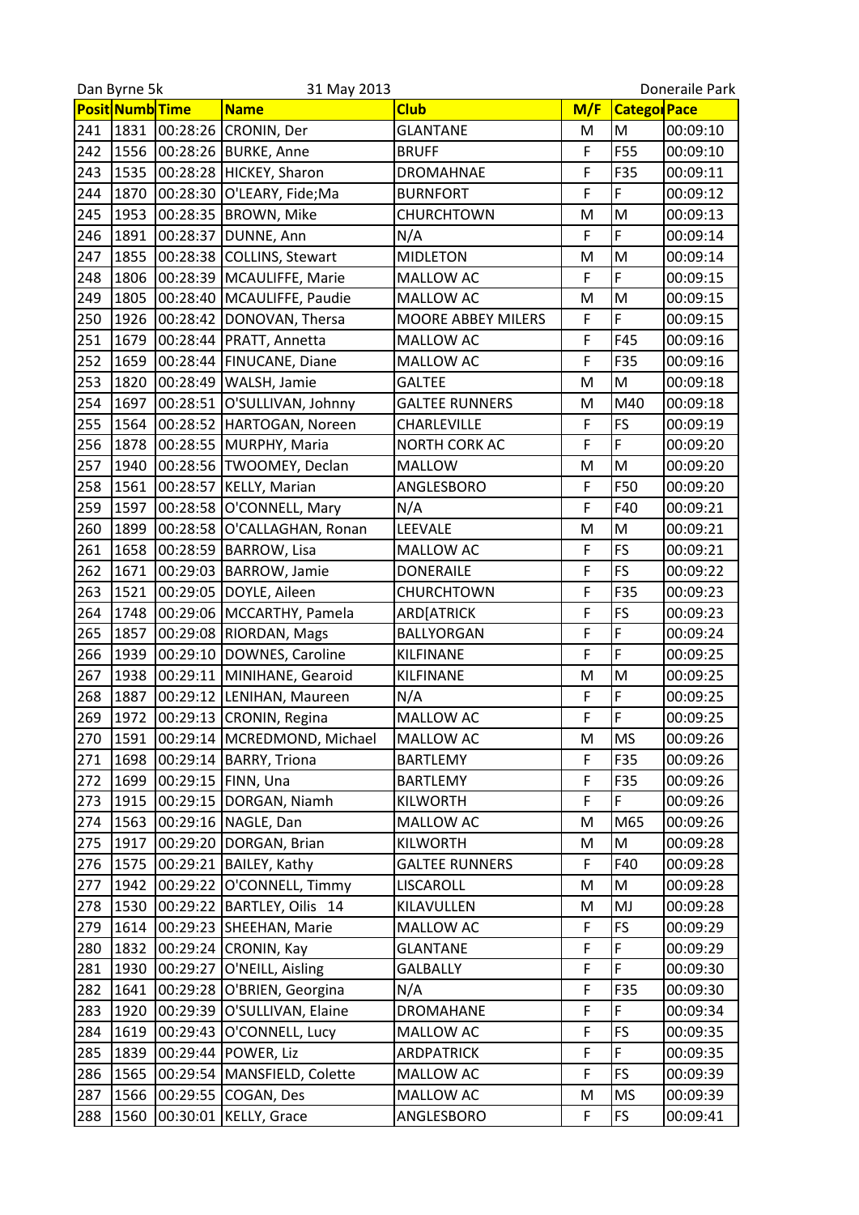Dan Byrne 5k 31 May 2013 Doneraile Park

| Posit | Numb | Time | Name | Club | M/F | Categor | Pace |
|---|---|---|---|---|---|---|---|
| 241 | 1831 | 00:28:26 | CRONIN, Der | GLANTANE | M | M | 00:09:10 |
| 242 | 1556 | 00:28:26 | BURKE, Anne | BRUFF | F | F55 | 00:09:10 |
| 243 | 1535 | 00:28:28 | HICKEY, Sharon | DROMAHNAE | F | F35 | 00:09:11 |
| 244 | 1870 | 00:28:30 | O'LEARY, Fide;Ma | BURNFORT | F | F | 00:09:12 |
| 245 | 1953 | 00:28:35 | BROWN, Mike | CHURCHTOWN | M | M | 00:09:13 |
| 246 | 1891 | 00:28:37 | DUNNE, Ann | N/A | F | F | 00:09:14 |
| 247 | 1855 | 00:28:38 | COLLINS, Stewart | MIDLETON | M | M | 00:09:14 |
| 248 | 1806 | 00:28:39 | MCAULIFFE, Marie | MALLOW AC | F | F | 00:09:15 |
| 249 | 1805 | 00:28:40 | MCAULIFFE, Paudie | MALLOW AC | M | M | 00:09:15 |
| 250 | 1926 | 00:28:42 | DONOVAN, Thersa | MOORE ABBEY MILERS | F | F | 00:09:15 |
| 251 | 1679 | 00:28:44 | PRATT, Annetta | MALLOW AC | F | F45 | 00:09:16 |
| 252 | 1659 | 00:28:44 | FINUCANE, Diane | MALLOW AC | F | F35 | 00:09:16 |
| 253 | 1820 | 00:28:49 | WALSH, Jamie | GALTEE | M | M | 00:09:18 |
| 254 | 1697 | 00:28:51 | O'SULLIVAN, Johnny | GALTEE RUNNERS | M | M40 | 00:09:18 |
| 255 | 1564 | 00:28:52 | HARTOGAN, Noreen | CHARLEVILLE | F | FS | 00:09:19 |
| 256 | 1878 | 00:28:55 | MURPHY, Maria | NORTH CORK AC | F | F | 00:09:20 |
| 257 | 1940 | 00:28:56 | TWOOMEY, Declan | MALLOW | M | M | 00:09:20 |
| 258 | 1561 | 00:28:57 | KELLY, Marian | ANGLESBORO | F | F50 | 00:09:20 |
| 259 | 1597 | 00:28:58 | O'CONNELL, Mary | N/A | F | F40 | 00:09:21 |
| 260 | 1899 | 00:28:58 | O'CALLAGHAN, Ronan | LEEVALE | M | M | 00:09:21 |
| 261 | 1658 | 00:28:59 | BARROW, Lisa | MALLOW AC | F | FS | 00:09:21 |
| 262 | 1671 | 00:29:03 | BARROW, Jamie | DONERAILE | F | FS | 00:09:22 |
| 263 | 1521 | 00:29:05 | DOYLE, Aileen | CHURCHTOWN | F | F35 | 00:09:23 |
| 264 | 1748 | 00:29:06 | MCCARTHY, Pamela | ARD[ATRICK | F | FS | 00:09:23 |
| 265 | 1857 | 00:29:08 | RIORDAN, Mags | BALLYORGAN | F | F | 00:09:24 |
| 266 | 1939 | 00:29:10 | DOWNES, Caroline | KILFINANE | F | F | 00:09:25 |
| 267 | 1938 | 00:29:11 | MINIHANE, Gearoid | KILFINANE | M | M | 00:09:25 |
| 268 | 1887 | 00:29:12 | LENIHAN, Maureen | N/A | F | F | 00:09:25 |
| 269 | 1972 | 00:29:13 | CRONIN, Regina | MALLOW AC | F | F | 00:09:25 |
| 270 | 1591 | 00:29:14 | MCREDMOND, Michael | MALLOW AC | M | MS | 00:09:26 |
| 271 | 1698 | 00:29:14 | BARRY, Triona | BARTLEMY | F | F35 | 00:09:26 |
| 272 | 1699 | 00:29:15 | FINN, Una | BARTLEMY | F | F35 | 00:09:26 |
| 273 | 1915 | 00:29:15 | DORGAN, Niamh | KILWORTH | F | F | 00:09:26 |
| 274 | 1563 | 00:29:16 | NAGLE, Dan | MALLOW AC | M | M65 | 00:09:26 |
| 275 | 1917 | 00:29:20 | DORGAN, Brian | KILWORTH | M | M | 00:09:28 |
| 276 | 1575 | 00:29:21 | BAILEY, Kathy | GALTEE RUNNERS | F | F40 | 00:09:28 |
| 277 | 1942 | 00:29:22 | O'CONNELL, Timmy | LISCAROLL | M | M | 00:09:28 |
| 278 | 1530 | 00:29:22 | BARTLEY, Oilis 14 | KILAVULLEN | M | MJ | 00:09:28 |
| 279 | 1614 | 00:29:23 | SHEEHAN, Marie | MALLOW AC | F | FS | 00:09:29 |
| 280 | 1832 | 00:29:24 | CRONIN, Kay | GLANTANE | F | F | 00:09:29 |
| 281 | 1930 | 00:29:27 | O'NEILL, Aisling | GALBALLY | F | F | 00:09:30 |
| 282 | 1641 | 00:29:28 | O'BRIEN, Georgina | N/A | F | F35 | 00:09:30 |
| 283 | 1920 | 00:29:39 | O'SULLIVAN, Elaine | DROMAHANE | F | F | 00:09:34 |
| 284 | 1619 | 00:29:43 | O'CONNELL, Lucy | MALLOW AC | F | FS | 00:09:35 |
| 285 | 1839 | 00:29:44 | POWER, Liz | ARDPATRICK | F | F | 00:09:35 |
| 286 | 1565 | 00:29:54 | MANSFIELD, Colette | MALLOW AC | F | FS | 00:09:39 |
| 287 | 1566 | 00:29:55 | COGAN, Des | MALLOW AC | M | MS | 00:09:39 |
| 288 | 1560 | 00:30:01 | KELLY, Grace | ANGLESBORO | F | FS | 00:09:41 |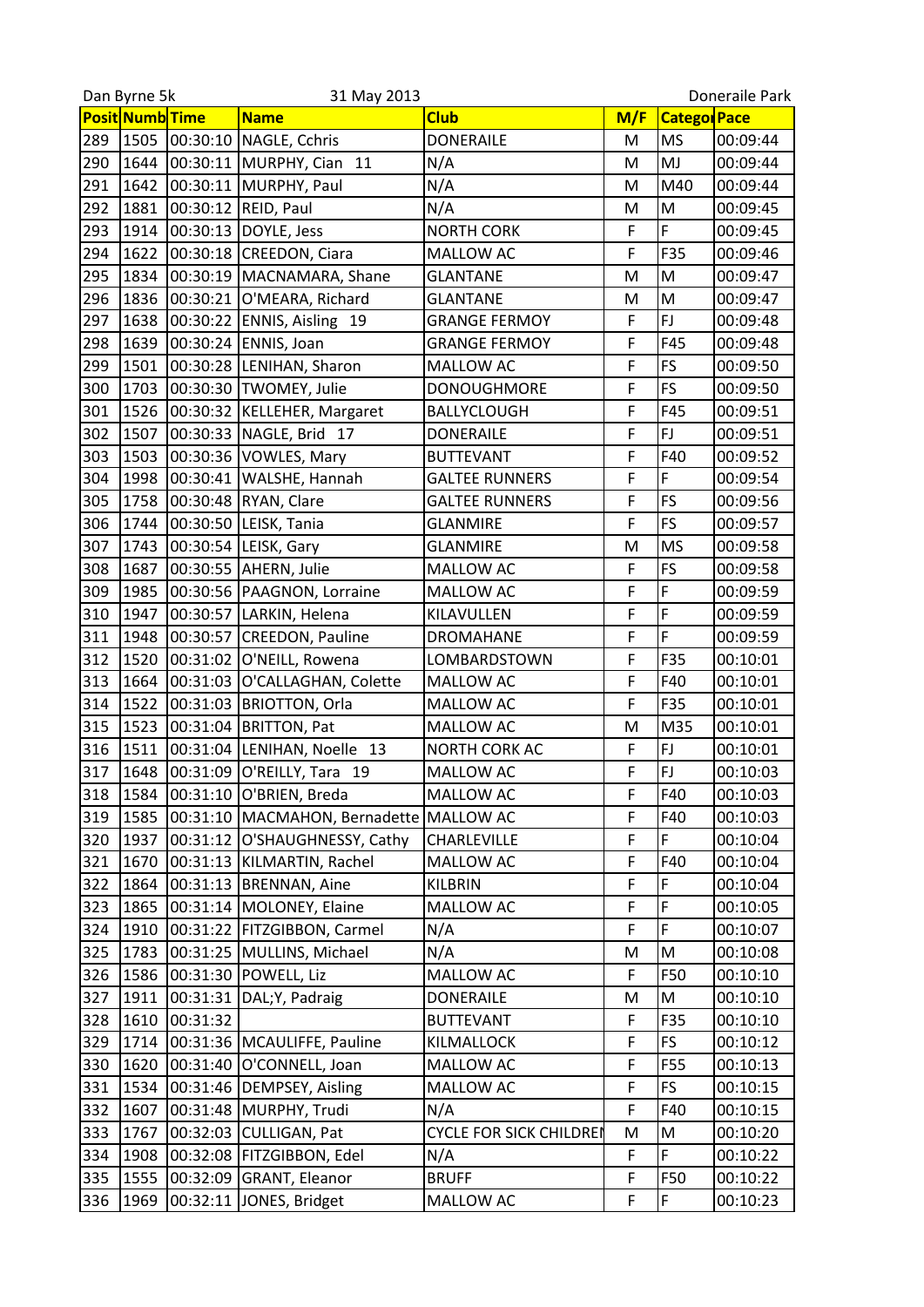Dan Byrne 5k 31 May 2013 Doneraile Park

| Posit | Numb | Time | Name | Club | M/F | Categor | Pace |
|---|---|---|---|---|---|---|---|
| 289 | 1505 | 00:30:10 | NAGLE, Cchris | DONERAILE | M | MS | 00:09:44 |
| 290 | 1644 | 00:30:11 | MURPHY, Cian 11 | N/A | M | MJ | 00:09:44 |
| 291 | 1642 | 00:30:11 | MURPHY, Paul | N/A | M | M40 | 00:09:44 |
| 292 | 1881 | 00:30:12 | REID, Paul | N/A | M | M | 00:09:45 |
| 293 | 1914 | 00:30:13 | DOYLE, Jess | NORTH CORK | F | F | 00:09:45 |
| 294 | 1622 | 00:30:18 | CREEDON, Ciara | MALLOW AC | F | F35 | 00:09:46 |
| 295 | 1834 | 00:30:19 | MACNAMARA, Shane | GLANTANE | M | M | 00:09:47 |
| 296 | 1836 | 00:30:21 | O'MEARA, Richard | GLANTANE | M | M | 00:09:47 |
| 297 | 1638 | 00:30:22 | ENNIS, Aisling 19 | GRANGE FERMOY | F | FJ | 00:09:48 |
| 298 | 1639 | 00:30:24 | ENNIS, Joan | GRANGE FERMOY | F | F45 | 00:09:48 |
| 299 | 1501 | 00:30:28 | LENIHAN, Sharon | MALLOW AC | F | FS | 00:09:50 |
| 300 | 1703 | 00:30:30 | TWOMEY, Julie | DONOUGHMORE | F | FS | 00:09:50 |
| 301 | 1526 | 00:30:32 | KELLEHER, Margaret | BALLYCLOUGH | F | F45 | 00:09:51 |
| 302 | 1507 | 00:30:33 | NAGLE, Brid 17 | DONERAILE | F | FJ | 00:09:51 |
| 303 | 1503 | 00:30:36 | VOWLES, Mary | BUTTEVANT | F | F40 | 00:09:52 |
| 304 | 1998 | 00:30:41 | WALSHE, Hannah | GALTEE RUNNERS | F | F | 00:09:54 |
| 305 | 1758 | 00:30:48 | RYAN, Clare | GALTEE RUNNERS | F | FS | 00:09:56 |
| 306 | 1744 | 00:30:50 | LEISK, Tania | GLANMIRE | F | FS | 00:09:57 |
| 307 | 1743 | 00:30:54 | LEISK, Gary | GLANMIRE | M | MS | 00:09:58 |
| 308 | 1687 | 00:30:55 | AHERN, Julie | MALLOW AC | F | FS | 00:09:58 |
| 309 | 1985 | 00:30:56 | PAAGNON, Lorraine | MALLOW AC | F | F | 00:09:59 |
| 310 | 1947 | 00:30:57 | LARKIN, Helena | KILAVULLEN | F | F | 00:09:59 |
| 311 | 1948 | 00:30:57 | CREEDON, Pauline | DROMAHANE | F | F | 00:09:59 |
| 312 | 1520 | 00:31:02 | O'NEILL, Rowena | LOMBARDSTOWN | F | F35 | 00:10:01 |
| 313 | 1664 | 00:31:03 | O'CALLAGHAN, Colette | MALLOW AC | F | F40 | 00:10:01 |
| 314 | 1522 | 00:31:03 | BRIOTTON, Orla | MALLOW AC | F | F35 | 00:10:01 |
| 315 | 1523 | 00:31:04 | BRITTON, Pat | MALLOW AC | M | M35 | 00:10:01 |
| 316 | 1511 | 00:31:04 | LENIHAN, Noelle 13 | NORTH CORK AC | F | FJ | 00:10:01 |
| 317 | 1648 | 00:31:09 | O'REILLY, Tara 19 | MALLOW AC | F | FJ | 00:10:03 |
| 318 | 1584 | 00:31:10 | O'BRIEN, Breda | MALLOW AC | F | F40 | 00:10:03 |
| 319 | 1585 | 00:31:10 | MACMAHON, Bernadette | MALLOW AC | F | F40 | 00:10:03 |
| 320 | 1937 | 00:31:12 | O'SHAUGHNESSY, Cathy | CHARLEVILLE | F | F | 00:10:04 |
| 321 | 1670 | 00:31:13 | KILMARTIN, Rachel | MALLOW AC | F | F40 | 00:10:04 |
| 322 | 1864 | 00:31:13 | BRENNAN, Aine | KILBRIN | F | F | 00:10:04 |
| 323 | 1865 | 00:31:14 | MOLONEY, Elaine | MALLOW AC | F | F | 00:10:05 |
| 324 | 1910 | 00:31:22 | FITZGIBBON, Carmel | N/A | F | F | 00:10:07 |
| 325 | 1783 | 00:31:25 | MULLINS, Michael | N/A | M | M | 00:10:08 |
| 326 | 1586 | 00:31:30 | POWELL, Liz | MALLOW AC | F | F50 | 00:10:10 |
| 327 | 1911 | 00:31:31 | DAL;Y, Padraig | DONERAILE | M | M | 00:10:10 |
| 328 | 1610 | 00:31:32 | | BUTTEVANT | F | F35 | 00:10:10 |
| 329 | 1714 | 00:31:36 | MCAULIFFE, Pauline | KILMALLOCK | F | FS | 00:10:12 |
| 330 | 1620 | 00:31:40 | O'CONNELL, Joan | MALLOW AC | F | F55 | 00:10:13 |
| 331 | 1534 | 00:31:46 | DEMPSEY, Aisling | MALLOW AC | F | FS | 00:10:15 |
| 332 | 1607 | 00:31:48 | MURPHY, Trudi | N/A | F | F40 | 00:10:15 |
| 333 | 1767 | 00:32:03 | CULLIGAN, Pat | CYCLE FOR SICK CHILDREN | M | M | 00:10:20 |
| 334 | 1908 | 00:32:08 | FITZGIBBON, Edel | N/A | F | F | 00:10:22 |
| 335 | 1555 | 00:32:09 | GRANT, Eleanor | BRUFF | F | F50 | 00:10:22 |
| 336 | 1969 | 00:32:11 | JONES, Bridget | MALLOW AC | F | F | 00:10:23 |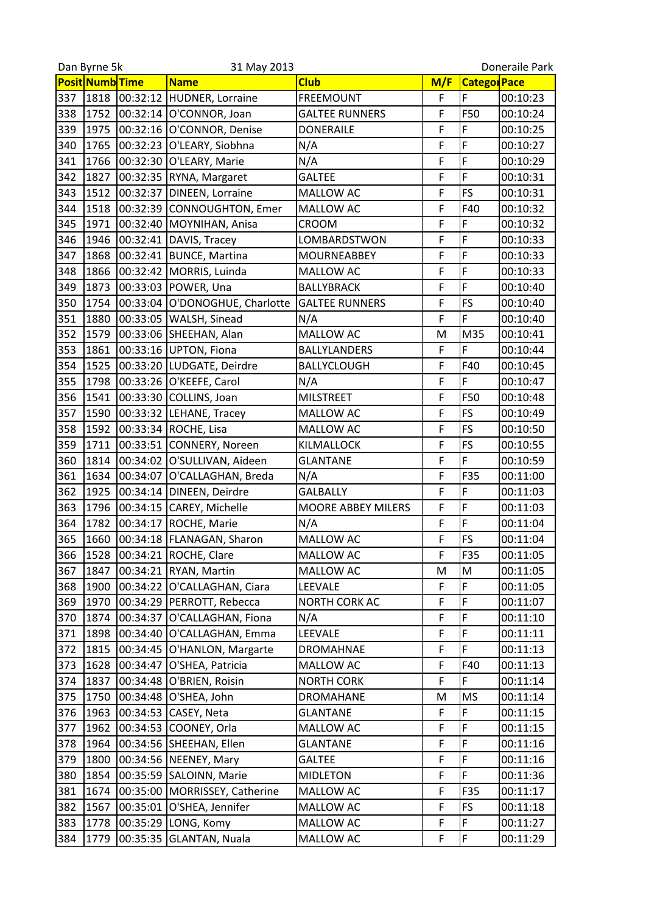Dan Byrne 5k | 31 May 2013 | Doneraile Park

| Posit | Numb | Time | Name | Club | M/F | Categor | Pace |
|---|---|---|---|---|---|---|---|
| 337 | 1818 | 00:32:12 | HUDNER, Lorraine | FREEMOUNT | F | F | 00:10:23 |
| 338 | 1752 | 00:32:14 | O'CONNOR, Joan | GALTEE RUNNERS | F | F50 | 00:10:24 |
| 339 | 1975 | 00:32:16 | O'CONNOR, Denise | DONERAILE | F | F | 00:10:25 |
| 340 | 1765 | 00:32:23 | O'LEARY, Siobhna | N/A | F | F | 00:10:27 |
| 341 | 1766 | 00:32:30 | O'LEARY, Marie | N/A | F | F | 00:10:29 |
| 342 | 1827 | 00:32:35 | RYNA, Margaret | GALTEE | F | F | 00:10:31 |
| 343 | 1512 | 00:32:37 | DINEEN, Lorraine | MALLOW AC | F | FS | 00:10:31 |
| 344 | 1518 | 00:32:39 | CONNOUGHTON, Emer | MALLOW AC | F | F40 | 00:10:32 |
| 345 | 1971 | 00:32:40 | MOYNIHAN, Anisa | CROOM | F | F | 00:10:32 |
| 346 | 1946 | 00:32:41 | DAVIS, Tracey | LOMBARDSTWON | F | F | 00:10:33 |
| 347 | 1868 | 00:32:41 | BUNCE, Martina | MOURNEABBEY | F | F | 00:10:33 |
| 348 | 1866 | 00:32:42 | MORRIS, Luinda | MALLOW AC | F | F | 00:10:33 |
| 349 | 1873 | 00:33:03 | POWER, Una | BALLYBRACK | F | F | 00:10:40 |
| 350 | 1754 | 00:33:04 | O'DONOGHUE, Charlotte | GALTEE RUNNERS | F | FS | 00:10:40 |
| 351 | 1880 | 00:33:05 | WALSH, Sinead | N/A | F | F | 00:10:40 |
| 352 | 1579 | 00:33:06 | SHEEHAN, Alan | MALLOW AC | M | M35 | 00:10:41 |
| 353 | 1861 | 00:33:16 | UPTON, Fiona | BALLYLANDERS | F | F | 00:10:44 |
| 354 | 1525 | 00:33:20 | LUDGATE, Deirdre | BALLYCLOUGH | F | F40 | 00:10:45 |
| 355 | 1798 | 00:33:26 | O'KEEFE, Carol | N/A | F | F | 00:10:47 |
| 356 | 1541 | 00:33:30 | COLLINS, Joan | MILSTREET | F | F50 | 00:10:48 |
| 357 | 1590 | 00:33:32 | LEHANE, Tracey | MALLOW AC | F | FS | 00:10:49 |
| 358 | 1592 | 00:33:34 | ROCHE, Lisa | MALLOW AC | F | FS | 00:10:50 |
| 359 | 1711 | 00:33:51 | CONNERY, Noreen | KILMALLOCK | F | FS | 00:10:55 |
| 360 | 1814 | 00:34:02 | O'SULLIVAN, Aideen | GLANTANE | F | F | 00:10:59 |
| 361 | 1634 | 00:34:07 | O'CALLAGHAN, Breda | N/A | F | F35 | 00:11:00 |
| 362 | 1925 | 00:34:14 | DINEEN, Deirdre | GALBALLY | F | F | 00:11:03 |
| 363 | 1796 | 00:34:15 | CAREY, Michelle | MOORE ABBEY MILERS | F | F | 00:11:03 |
| 364 | 1782 | 00:34:17 | ROCHE, Marie | N/A | F | F | 00:11:04 |
| 365 | 1660 | 00:34:18 | FLANAGAN, Sharon | MALLOW AC | F | FS | 00:11:04 |
| 366 | 1528 | 00:34:21 | ROCHE, Clare | MALLOW AC | F | F35 | 00:11:05 |
| 367 | 1847 | 00:34:21 | RYAN, Martin | MALLOW AC | M | M | 00:11:05 |
| 368 | 1900 | 00:34:22 | O'CALLAGHAN, Ciara | LEEVALE | F | F | 00:11:05 |
| 369 | 1970 | 00:34:29 | PERROTT, Rebecca | NORTH CORK AC | F | F | 00:11:07 |
| 370 | 1874 | 00:34:37 | O'CALLAGHAN, Fiona | N/A | F | F | 00:11:10 |
| 371 | 1898 | 00:34:40 | O'CALLAGHAN, Emma | LEEVALE | F | F | 00:11:11 |
| 372 | 1815 | 00:34:45 | O'HANLON, Margarte | DROMAHNAE | F | F | 00:11:13 |
| 373 | 1628 | 00:34:47 | O'SHEA, Patricia | MALLOW AC | F | F40 | 00:11:13 |
| 374 | 1837 | 00:34:48 | O'BRIEN, Roisin | NORTH CORK | F | F | 00:11:14 |
| 375 | 1750 | 00:34:48 | O'SHEA, John | DROMAHANE | M | MS | 00:11:14 |
| 376 | 1963 | 00:34:53 | CASEY, Neta | GLANTANE | F | F | 00:11:15 |
| 377 | 1962 | 00:34:53 | COONEY, Orla | MALLOW AC | F | F | 00:11:15 |
| 378 | 1964 | 00:34:56 | SHEEHAN, Ellen | GLANTANE | F | F | 00:11:16 |
| 379 | 1800 | 00:34:56 | NEENEY, Mary | GALTEE | F | F | 00:11:16 |
| 380 | 1854 | 00:35:59 | SALOINN, Marie | MIDLETON | F | F | 00:11:36 |
| 381 | 1674 | 00:35:00 | MORRISSEY, Catherine | MALLOW AC | F | F35 | 00:11:17 |
| 382 | 1567 | 00:35:01 | O'SHEA, Jennifer | MALLOW AC | F | FS | 00:11:18 |
| 383 | 1778 | 00:35:29 | LONG, Komy | MALLOW AC | F | F | 00:11:27 |
| 384 | 1779 | 00:35:35 | GLANTAN, Nuala | MALLOW AC | F | F | 00:11:29 |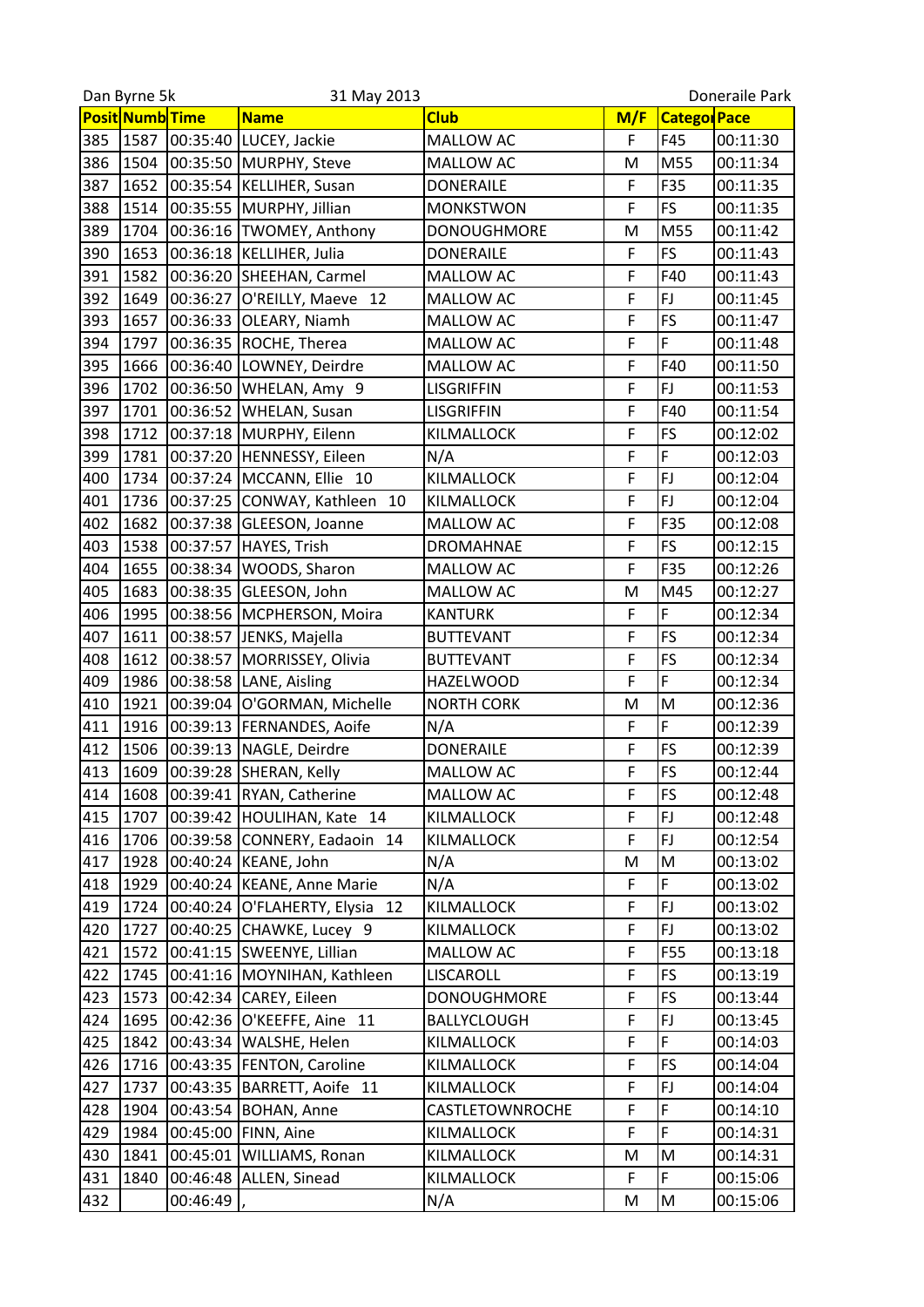Dan Byrne 5k 31 May 2013 Doneraile Park

| Posit | Numb | Time | Name | Club | M/F | Categor | Pace |
|---|---|---|---|---|---|---|---|
| 385 | 1587 | 00:35:40 | LUCEY, Jackie | MALLOW AC | F | F45 | 00:11:30 |
| 386 | 1504 | 00:35:50 | MURPHY, Steve | MALLOW AC | M | M55 | 00:11:34 |
| 387 | 1652 | 00:35:54 | KELLIHER, Susan | DONERAILE | F | F35 | 00:11:35 |
| 388 | 1514 | 00:35:55 | MURPHY, Jillian | MONKSTWON | F | FS | 00:11:35 |
| 389 | 1704 | 00:36:16 | TWOMEY, Anthony | DONOUGHMORE | M | M55 | 00:11:42 |
| 390 | 1653 | 00:36:18 | KELLIHER, Julia | DONERAILE | F | FS | 00:11:43 |
| 391 | 1582 | 00:36:20 | SHEEHAN, Carmel | MALLOW AC | F | F40 | 00:11:43 |
| 392 | 1649 | 00:36:27 | O'REILLY, Maeve 12 | MALLOW AC | F | FJ | 00:11:45 |
| 393 | 1657 | 00:36:33 | OLEARY, Niamh | MALLOW AC | F | FS | 00:11:47 |
| 394 | 1797 | 00:36:35 | ROCHE, Therea | MALLOW AC | F | F | 00:11:48 |
| 395 | 1666 | 00:36:40 | LOWNEY, Deirdre | MALLOW AC | F | F40 | 00:11:50 |
| 396 | 1702 | 00:36:50 | WHELAN, Amy 9 | LISGRIFFIN | F | FJ | 00:11:53 |
| 397 | 1701 | 00:36:52 | WHELAN, Susan | LISGRIFFIN | F | F40 | 00:11:54 |
| 398 | 1712 | 00:37:18 | MURPHY, Eilenn | KILMALLOCK | F | FS | 00:12:02 |
| 399 | 1781 | 00:37:20 | HENNESSY, Eileen | N/A | F | F | 00:12:03 |
| 400 | 1734 | 00:37:24 | MCCANN, Ellie 10 | KILMALLOCK | F | FJ | 00:12:04 |
| 401 | 1736 | 00:37:25 | CONWAY, Kathleen 10 | KILMALLOCK | F | FJ | 00:12:04 |
| 402 | 1682 | 00:37:38 | GLEESON, Joanne | MALLOW AC | F | F35 | 00:12:08 |
| 403 | 1538 | 00:37:57 | HAYES, Trish | DROMAHNAE | F | FS | 00:12:15 |
| 404 | 1655 | 00:38:34 | WOODS, Sharon | MALLOW AC | F | F35 | 00:12:26 |
| 405 | 1683 | 00:38:35 | GLEESON, John | MALLOW AC | M | M45 | 00:12:27 |
| 406 | 1995 | 00:38:56 | MCPHERSON, Moira | KANTURK | F | F | 00:12:34 |
| 407 | 1611 | 00:38:57 | JENKS, Majella | BUTTEVANT | F | FS | 00:12:34 |
| 408 | 1612 | 00:38:57 | MORRISSEY, Olivia | BUTTEVANT | F | FS | 00:12:34 |
| 409 | 1986 | 00:38:58 | LANE, Aisling | HAZELWOOD | F | F | 00:12:34 |
| 410 | 1921 | 00:39:04 | O'GORMAN, Michelle | NORTH CORK | M | M | 00:12:36 |
| 411 | 1916 | 00:39:13 | FERNANDES, Aoife | N/A | F | F | 00:12:39 |
| 412 | 1506 | 00:39:13 | NAGLE, Deirdre | DONERAILE | F | FS | 00:12:39 |
| 413 | 1609 | 00:39:28 | SHERAN, Kelly | MALLOW AC | F | FS | 00:12:44 |
| 414 | 1608 | 00:39:41 | RYAN, Catherine | MALLOW AC | F | FS | 00:12:48 |
| 415 | 1707 | 00:39:42 | HOULIHAN, Kate 14 | KILMALLOCK | F | FJ | 00:12:48 |
| 416 | 1706 | 00:39:58 | CONNERY, Eadaoin 14 | KILMALLOCK | F | FJ | 00:12:54 |
| 417 | 1928 | 00:40:24 | KEANE, John | N/A | M | M | 00:13:02 |
| 418 | 1929 | 00:40:24 | KEANE, Anne Marie | N/A | F | F | 00:13:02 |
| 419 | 1724 | 00:40:24 | O'FLAHERTY, Elysia 12 | KILMALLOCK | F | FJ | 00:13:02 |
| 420 | 1727 | 00:40:25 | CHAWKE, Lucey 9 | KILMALLOCK | F | FJ | 00:13:02 |
| 421 | 1572 | 00:41:15 | SWEENYE, Lillian | MALLOW AC | F | F55 | 00:13:18 |
| 422 | 1745 | 00:41:16 | MOYNIHAN, Kathleen | LISCAROLL | F | FS | 00:13:19 |
| 423 | 1573 | 00:42:34 | CAREY, Eileen | DONOUGHMORE | F | FS | 00:13:44 |
| 424 | 1695 | 00:42:36 | O'KEEFFE, Aine 11 | BALLYCLOUGH | F | FJ | 00:13:45 |
| 425 | 1842 | 00:43:34 | WALSHE, Helen | KILMALLOCK | F | F | 00:14:03 |
| 426 | 1716 | 00:43:35 | FENTON, Caroline | KILMALLOCK | F | FS | 00:14:04 |
| 427 | 1737 | 00:43:35 | BARRETT, Aoife 11 | KILMALLOCK | F | FJ | 00:14:04 |
| 428 | 1904 | 00:43:54 | BOHAN, Anne | CASTLETOWNROCHE | F | F | 00:14:10 |
| 429 | 1984 | 00:45:00 | FINN, Aine | KILMALLOCK | F | F | 00:14:31 |
| 430 | 1841 | 00:45:01 | WILLIAMS, Ronan | KILMALLOCK | M | M | 00:14:31 |
| 431 | 1840 | 00:46:48 | ALLEN, Sinead | KILMALLOCK | F | F | 00:15:06 |
| 432 | | 00:46:49 | , | N/A | M | M | 00:15:06 |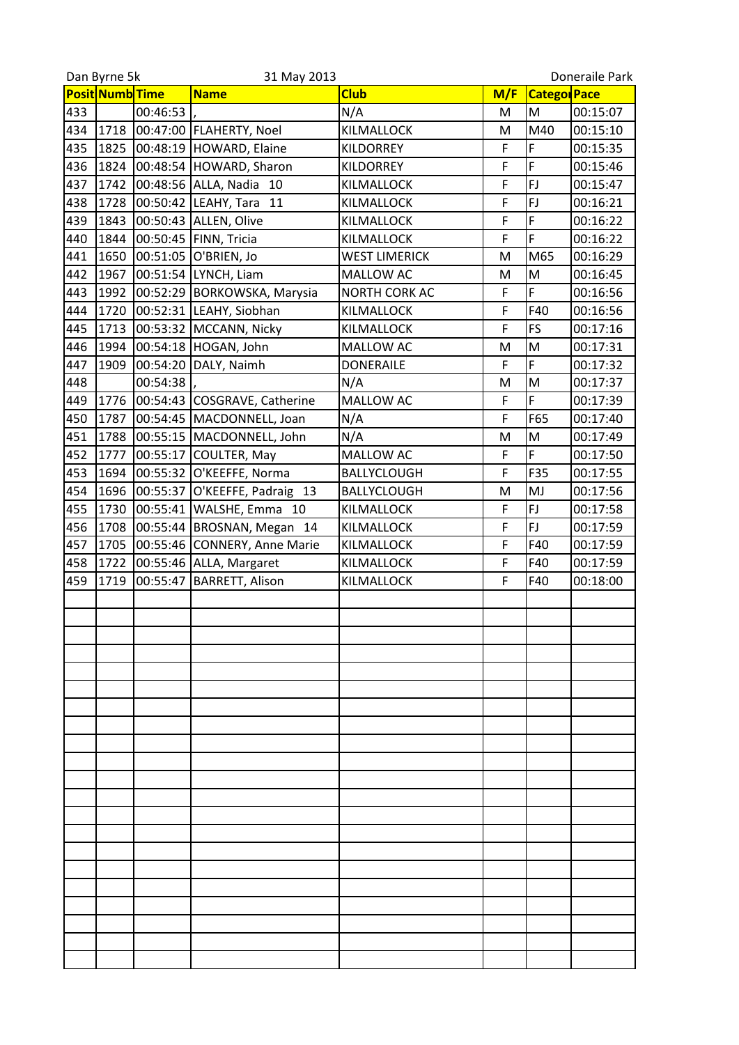Dan Byrne 5k 31 May 2013 Doneraile Park

| Posit | Numb | Time | Name | Club | M/F | Categor | Pace |
|---|---|---|---|---|---|---|---|
| 433 | | 00:46:53 | , | N/A | M | M | 00:15:07 |
| 434 | 1718 | 00:47:00 | FLAHERTY, Noel | KILMALLOCK | M | M40 | 00:15:10 |
| 435 | 1825 | 00:48:19 | HOWARD, Elaine | KILDORREY | F | F | 00:15:35 |
| 436 | 1824 | 00:48:54 | HOWARD, Sharon | KILDORREY | F | F | 00:15:46 |
| 437 | 1742 | 00:48:56 | ALLA, Nadia 10 | KILMALLOCK | F | FJ | 00:15:47 |
| 438 | 1728 | 00:50:42 | LEAHY, Tara 11 | KILMALLOCK | F | FJ | 00:16:21 |
| 439 | 1843 | 00:50:43 | ALLEN, Olive | KILMALLOCK | F | F | 00:16:22 |
| 440 | 1844 | 00:50:45 | FINN, Tricia | KILMALLOCK | F | F | 00:16:22 |
| 441 | 1650 | 00:51:05 | O'BRIEN, Jo | WEST LIMERICK | M | M65 | 00:16:29 |
| 442 | 1967 | 00:51:54 | LYNCH, Liam | MALLOW AC | M | M | 00:16:45 |
| 443 | 1992 | 00:52:29 | BORKOWSKA, Marysia | NORTH CORK AC | F | F | 00:16:56 |
| 444 | 1720 | 00:52:31 | LEAHY, Siobhan | KILMALLOCK | F | F40 | 00:16:56 |
| 445 | 1713 | 00:53:32 | MCCANN, Nicky | KILMALLOCK | F | FS | 00:17:16 |
| 446 | 1994 | 00:54:18 | HOGAN, John | MALLOW AC | M | M | 00:17:31 |
| 447 | 1909 | 00:54:20 | DALY, Naimh | DONERAILE | F | F | 00:17:32 |
| 448 | | 00:54:38 | , | N/A | M | M | 00:17:37 |
| 449 | 1776 | 00:54:43 | COSGRAVE, Catherine | MALLOW AC | F | F | 00:17:39 |
| 450 | 1787 | 00:54:45 | MACDONNELL, Joan | N/A | F | F65 | 00:17:40 |
| 451 | 1788 | 00:55:15 | MACDONNELL, John | N/A | M | M | 00:17:49 |
| 452 | 1777 | 00:55:17 | COULTER, May | MALLOW AC | F | F | 00:17:50 |
| 453 | 1694 | 00:55:32 | O'KEEFFE, Norma | BALLYCLOUGH | F | F35 | 00:17:55 |
| 454 | 1696 | 00:55:37 | O'KEEFFE, Padraig 13 | BALLYCLOUGH | M | MJ | 00:17:56 |
| 455 | 1730 | 00:55:41 | WALSHE, Emma 10 | KILMALLOCK | F | FJ | 00:17:58 |
| 456 | 1708 | 00:55:44 | BROSNAN, Megan 14 | KILMALLOCK | F | FJ | 00:17:59 |
| 457 | 1705 | 00:55:46 | CONNERY, Anne Marie | KILMALLOCK | F | F40 | 00:17:59 |
| 458 | 1722 | 00:55:46 | ALLA, Margaret | KILMALLOCK | F | F40 | 00:17:59 |
| 459 | 1719 | 00:55:47 | BARRETT, Alison | KILMALLOCK | F | F40 | 00:18:00 |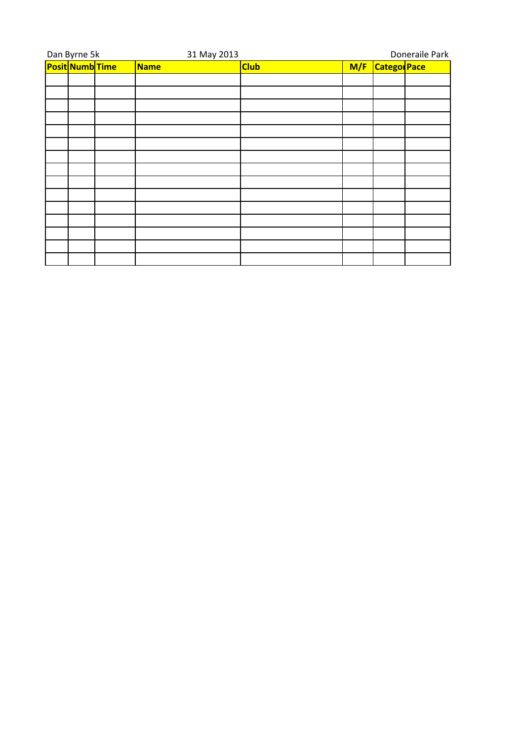Dan Byrne 5k 31 May 2013 Doneraile Park

| Posit | Numb | Time | Name | Club | M/F | Categoı | Pace |
|---|---|---|---|---|---|---|---|
| | | | | | | | |
| | | | | | | | |
| | | | | | | | |
| | | | | | | | |
| | | | | | | | |
| | | | | | | | |
| | | | | | | | |
| | | | | | | | |
| | | | | | | | |
| | | | | | | | |
| | | | | | | | |
| | | | | | | | |
| | | | | | | | |
| | | | | | | | |
| | | | | | | | |